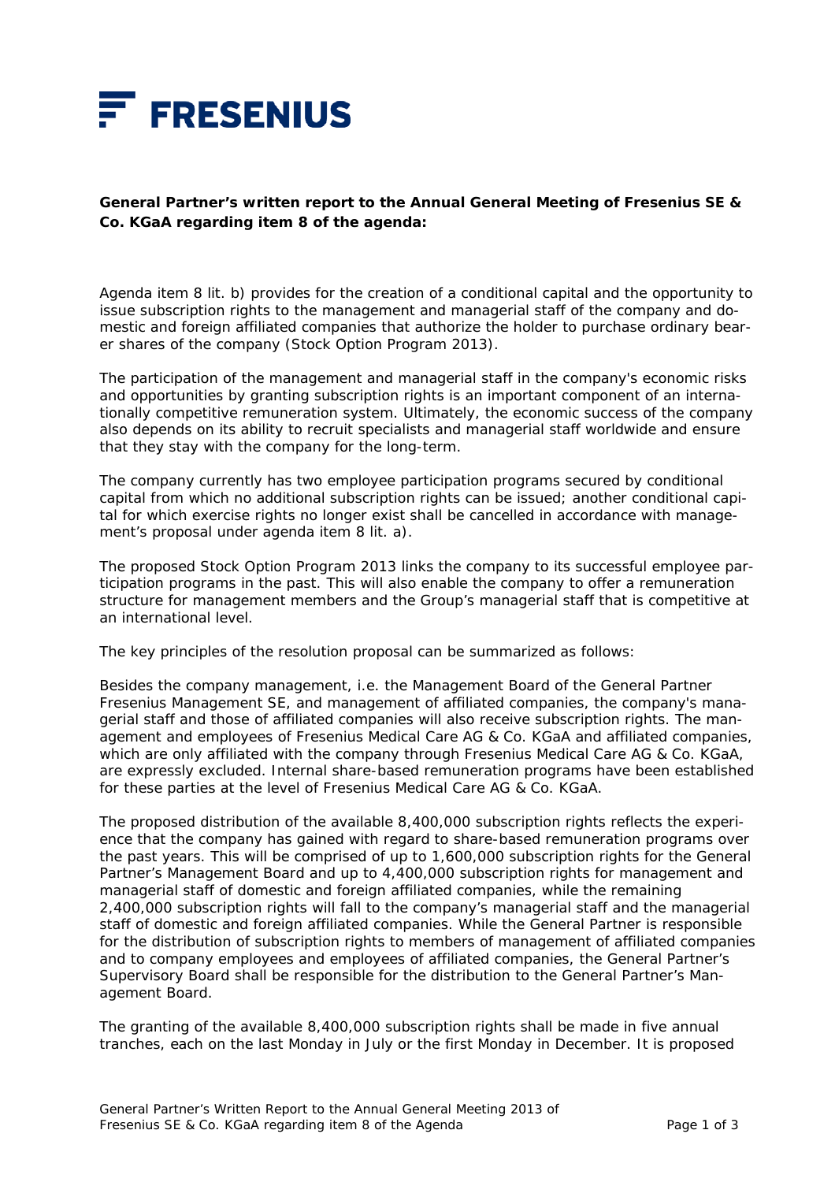FRESENIUS

**General Partner's written report to the Annual General Meeting of Fresenius SE & Co. KGaA regarding item 8 of the agenda:**

Agenda item 8 lit. b) provides for the creation of a conditional capital and the opportunity to issue subscription rights to the management and managerial staff of the company and domestic and foreign affiliated companies that authorize the holder to purchase ordinary bearer shares of the company (Stock Option Program 2013).

The participation of the management and managerial staff in the company's economic risks and opportunities by granting subscription rights is an important component of an internationally competitive remuneration system. Ultimately, the economic success of the company also depends on its ability to recruit specialists and managerial staff worldwide and ensure that they stay with the company for the long-term.

The company currently has two employee participation programs secured by conditional capital from which no additional subscription rights can be issued; another conditional capital for which exercise rights no longer exist shall be cancelled in accordance with management's proposal under agenda item 8 lit. a).

The proposed Stock Option Program 2013 links the company to its successful employee participation programs in the past. This will also enable the company to offer a remuneration structure for management members and the Group's managerial staff that is competitive at an international level.

The key principles of the resolution proposal can be summarized as follows:

Besides the company management, i.e. the Management Board of the General Partner Fresenius Management SE, and management of affiliated companies, the company's managerial staff and those of affiliated companies will also receive subscription rights. The management and employees of Fresenius Medical Care AG & Co. KGaA and affiliated companies, which are only affiliated with the company through Fresenius Medical Care AG & Co. KGaA, are expressly excluded. Internal share-based remuneration programs have been established for these parties at the level of Fresenius Medical Care AG & Co. KGaA.

The proposed distribution of the available 8,400,000 subscription rights reflects the experience that the company has gained with regard to share-based remuneration programs over the past years. This will be comprised of up to 1,600,000 subscription rights for the General Partner's Management Board and up to 4,400,000 subscription rights for management and managerial staff of domestic and foreign affiliated companies, while the remaining 2,400,000 subscription rights will fall to the company's managerial staff and the managerial staff of domestic and foreign affiliated companies. While the General Partner is responsible for the distribution of subscription rights to members of management of affiliated companies and to company employees and employees of affiliated companies, the General Partner's Supervisory Board shall be responsible for the distribution to the General Partner's Management Board.

The granting of the available 8,400,000 subscription rights shall be made in five annual tranches, each on the last Monday in July or the first Monday in December. It is proposed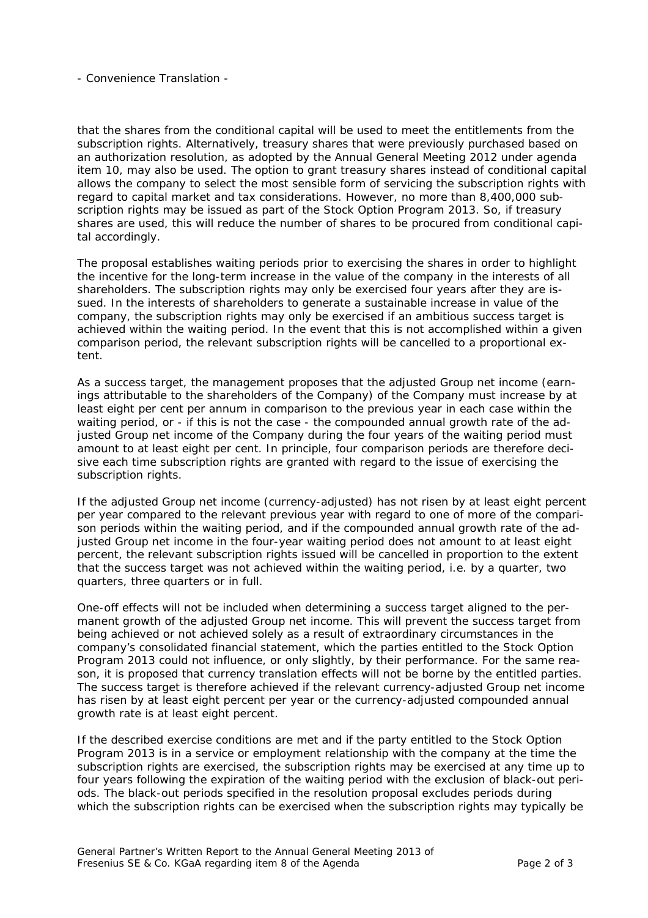- Convenience Translation -

that the shares from the conditional capital will be used to meet the entitlements from the subscription rights. Alternatively, treasury shares that were previously purchased based on an authorization resolution, as adopted by the Annual General Meeting 2012 under agenda item 10, may also be used. The option to grant treasury shares instead of conditional capital allows the company to select the most sensible form of servicing the subscription rights with regard to capital market and tax considerations. However, no more than 8,400,000 subscription rights may be issued as part of the Stock Option Program 2013. So, if treasury shares are used, this will reduce the number of shares to be procured from conditional capital accordingly.

The proposal establishes waiting periods prior to exercising the shares in order to highlight the incentive for the long-term increase in the value of the company in the interests of all shareholders. The subscription rights may only be exercised four years after they are issued. In the interests of shareholders to generate a sustainable increase in value of the company, the subscription rights may only be exercised if an ambitious success target is achieved within the waiting period. In the event that this is not accomplished within a given comparison period, the relevant subscription rights will be cancelled to a proportional extent.

As a success target, the management proposes that the adjusted Group net income (earnings attributable to the shareholders of the Company) of the Company must increase by at least eight per cent per annum in comparison to the previous year in each case within the waiting period, or - if this is not the case - the compounded annual growth rate of the adjusted Group net income of the Company during the four years of the waiting period must amount to at least eight per cent. In principle, four comparison periods are therefore decisive each time subscription rights are granted with regard to the issue of exercising the subscription rights.

If the adjusted Group net income (currency-adjusted) has not risen by at least eight percent per year compared to the relevant previous year with regard to one of more of the comparison periods within the waiting period, and if the compounded annual growth rate of the adjusted Group net income in the four-year waiting period does not amount to at least eight percent, the relevant subscription rights issued will be cancelled in proportion to the extent that the success target was not achieved within the waiting period, i.e. by a quarter, two quarters, three quarters or in full.

One-off effects will not be included when determining a success target aligned to the permanent growth of the adjusted Group net income. This will prevent the success target from being achieved or not achieved solely as a result of extraordinary circumstances in the company's consolidated financial statement, which the parties entitled to the Stock Option Program 2013 could not influence, or only slightly, by their performance. For the same reason, it is proposed that currency translation effects will not be borne by the entitled parties. The success target is therefore achieved if the relevant currency-adjusted Group net income has risen by at least eight percent per year or the currency-adjusted compounded annual growth rate is at least eight percent.

If the described exercise conditions are met and if the party entitled to the Stock Option Program 2013 is in a service or employment relationship with the company at the time the subscription rights are exercised, the subscription rights may be exercised at any time up to four years following the expiration of the waiting period with the exclusion of black-out periods. The black-out periods specified in the resolution proposal excludes periods during which the subscription rights can be exercised when the subscription rights may typically be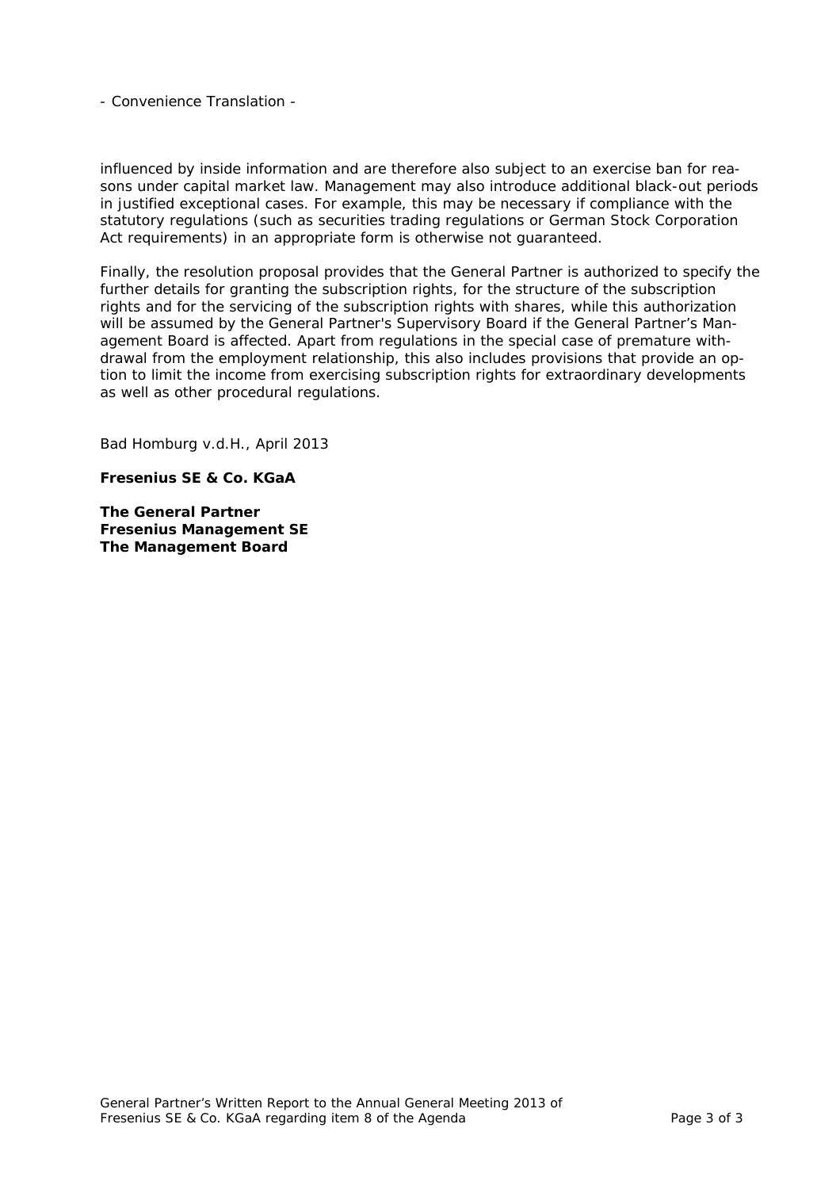- Convenience Translation -

influenced by inside information and are therefore also subject to an exercise ban for reasons under capital market law. Management may also introduce additional black-out periods in justified exceptional cases. For example, this may be necessary if compliance with the statutory regulations (such as securities trading regulations or German Stock Corporation Act requirements) in an appropriate form is otherwise not guaranteed.

Finally, the resolution proposal provides that the General Partner is authorized to specify the further details for granting the subscription rights, for the structure of the subscription rights and for the servicing of the subscription rights with shares, while this authorization will be assumed by the General Partner's Supervisory Board if the General Partner's Management Board is affected. Apart from regulations in the special case of premature withdrawal from the employment relationship, this also includes provisions that provide an option to limit the income from exercising subscription rights for extraordinary developments as well as other procedural regulations.

Bad Homburg v.d.H., April 2013

**Fresenius SE & Co. KGaA**

**The General Partner**
**Fresenius Management SE**
**The Management Board**